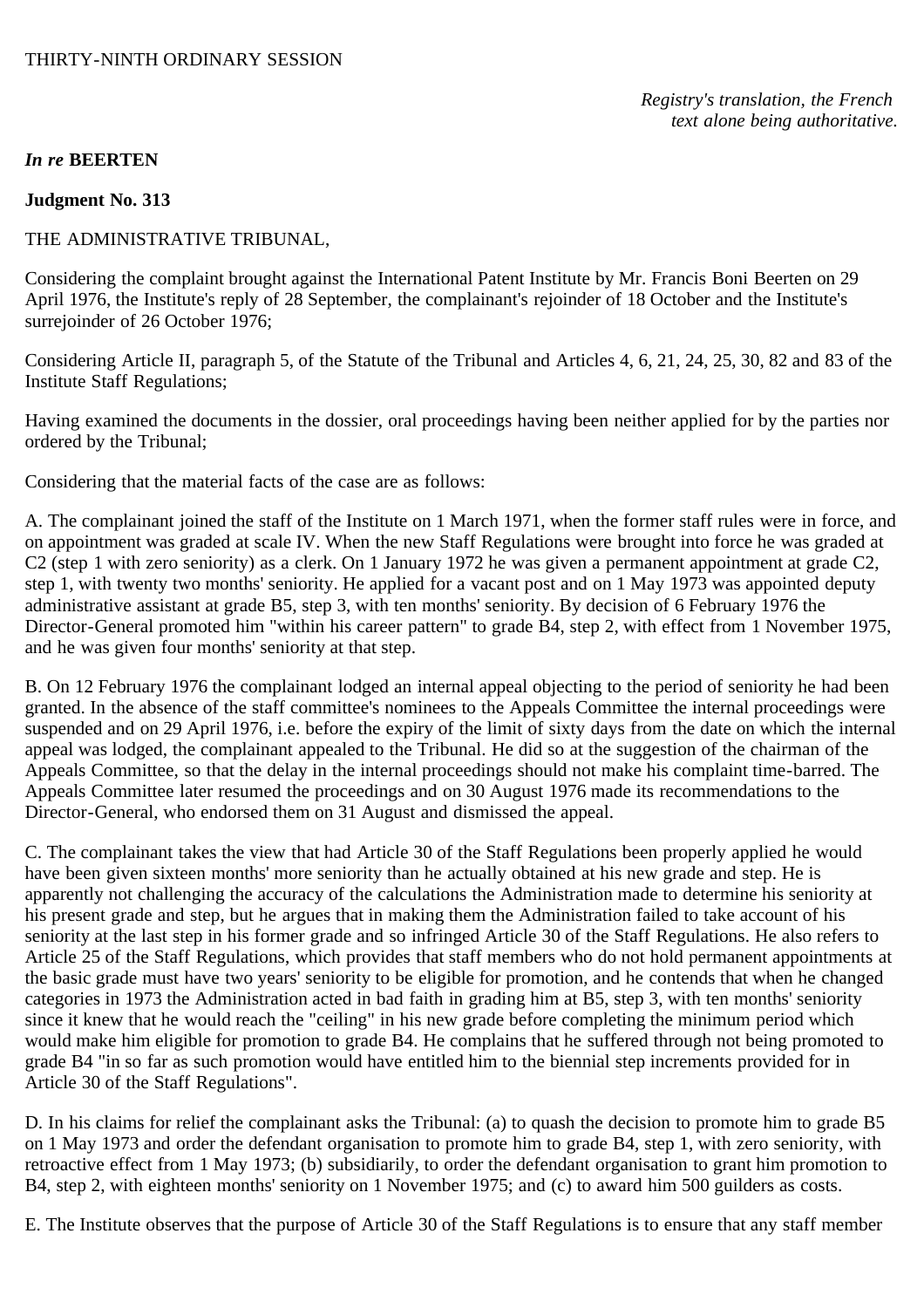THIRTY-NINTH ORDINARY SESSION

*Registry's translation, the French text alone being authoritative.*

***In re* BEERTEN**

**Judgment No. 313**

THE ADMINISTRATIVE TRIBUNAL,

Considering the complaint brought against the International Patent Institute by Mr. Francis Boni Beerten on 29 April 1976, the Institute's reply of 28 September, the complainant's rejoinder of 18 October and the Institute's surrejoinder of 26 October 1976;

Considering Article II, paragraph 5, of the Statute of the Tribunal and Articles 4, 6, 21, 24, 25, 30, 82 and 83 of the Institute Staff Regulations;

Having examined the documents in the dossier, oral proceedings having been neither applied for by the parties nor ordered by the Tribunal;

Considering that the material facts of the case are as follows:

A. The complainant joined the staff of the Institute on 1 March 1971, when the former staff rules were in force, and on appointment was graded at scale IV. When the new Staff Regulations were brought into force he was graded at C2 (step 1 with zero seniority) as a clerk. On 1 January 1972 he was given a permanent appointment at grade C2, step 1, with twenty two months' seniority. He applied for a vacant post and on 1 May 1973 was appointed deputy administrative assistant at grade B5, step 3, with ten months' seniority. By decision of 6 February 1976 the Director-General promoted him "within his career pattern" to grade B4, step 2, with effect from 1 November 1975, and he was given four months' seniority at that step.

B. On 12 February 1976 the complainant lodged an internal appeal objecting to the period of seniority he had been granted. In the absence of the staff committee's nominees to the Appeals Committee the internal proceedings were suspended and on 29 April 1976, i.e. before the expiry of the limit of sixty days from the date on which the internal appeal was lodged, the complainant appealed to the Tribunal. He did so at the suggestion of the chairman of the Appeals Committee, so that the delay in the internal proceedings should not make his complaint time-barred. The Appeals Committee later resumed the proceedings and on 30 August 1976 made its recommendations to the Director-General, who endorsed them on 31 August and dismissed the appeal.

C. The complainant takes the view that had Article 30 of the Staff Regulations been properly applied he would have been given sixteen months' more seniority than he actually obtained at his new grade and step. He is apparently not challenging the accuracy of the calculations the Administration made to determine his seniority at his present grade and step, but he argues that in making them the Administration failed to take account of his seniority at the last step in his former grade and so infringed Article 30 of the Staff Regulations. He also refers to Article 25 of the Staff Regulations, which provides that staff members who do not hold permanent appointments at the basic grade must have two years' seniority to be eligible for promotion, and he contends that when he changed categories in 1973 the Administration acted in bad faith in grading him at B5, step 3, with ten months' seniority since it knew that he would reach the "ceiling" in his new grade before completing the minimum period which would make him eligible for promotion to grade B4. He complains that he suffered through not being promoted to grade B4 "in so far as such promotion would have entitled him to the biennial step increments provided for in Article 30 of the Staff Regulations".

D. In his claims for relief the complainant asks the Tribunal: (a) to quash the decision to promote him to grade B5 on 1 May 1973 and order the defendant organisation to promote him to grade B4, step 1, with zero seniority, with retroactive effect from 1 May 1973; (b) subsidiarily, to order the defendant organisation to grant him promotion to B4, step 2, with eighteen months' seniority on 1 November 1975; and (c) to award him 500 guilders as costs.

E. The Institute observes that the purpose of Article 30 of the Staff Regulations is to ensure that any staff member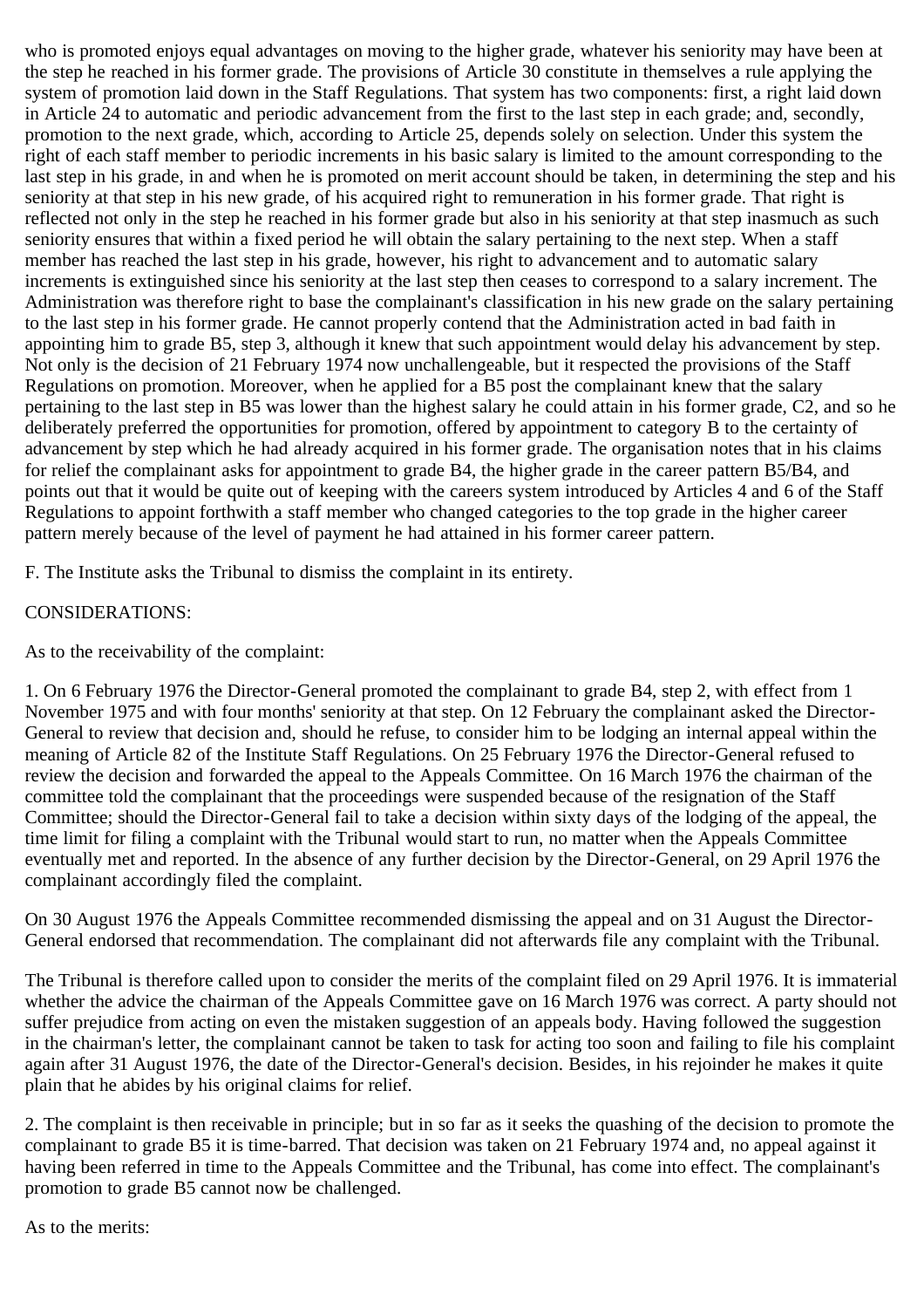who is promoted enjoys equal advantages on moving to the higher grade, whatever his seniority may have been at the step he reached in his former grade. The provisions of Article 30 constitute in themselves a rule applying the system of promotion laid down in the Staff Regulations. That system has two components: first, a right laid down in Article 24 to automatic and periodic advancement from the first to the last step in each grade; and, secondly, promotion to the next grade, which, according to Article 25, depends solely on selection. Under this system the right of each staff member to periodic increments in his basic salary is limited to the amount corresponding to the last step in his grade, in and when he is promoted on merit account should be taken, in determining the step and his seniority at that step in his new grade, of his acquired right to remuneration in his former grade. That right is reflected not only in the step he reached in his former grade but also in his seniority at that step inasmuch as such seniority ensures that within a fixed period he will obtain the salary pertaining to the next step. When a staff member has reached the last step in his grade, however, his right to advancement and to automatic salary increments is extinguished since his seniority at the last step then ceases to correspond to a salary increment. The Administration was therefore right to base the complainant's classification in his new grade on the salary pertaining to the last step in his former grade. He cannot properly contend that the Administration acted in bad faith in appointing him to grade B5, step 3, although it knew that such appointment would delay his advancement by step. Not only is the decision of 21 February 1974 now unchallengeable, but it respected the provisions of the Staff Regulations on promotion. Moreover, when he applied for a B5 post the complainant knew that the salary pertaining to the last step in B5 was lower than the highest salary he could attain in his former grade, C2, and so he deliberately preferred the opportunities for promotion, offered by appointment to category B to the certainty of advancement by step which he had already acquired in his former grade. The organisation notes that in his claims for relief the complainant asks for appointment to grade B4, the higher grade in the career pattern B5/B4, and points out that it would be quite out of keeping with the careers system introduced by Articles 4 and 6 of the Staff Regulations to appoint forthwith a staff member who changed categories to the top grade in the higher career pattern merely because of the level of payment he had attained in his former career pattern.

F. The Institute asks the Tribunal to dismiss the complaint in its entirety.

CONSIDERATIONS:

As to the receivability of the complaint:

1. On 6 February 1976 the Director-General promoted the complainant to grade B4, step 2, with effect from 1 November 1975 and with four months' seniority at that step. On 12 February the complainant asked the Director-General to review that decision and, should he refuse, to consider him to be lodging an internal appeal within the meaning of Article 82 of the Institute Staff Regulations. On 25 February 1976 the Director-General refused to review the decision and forwarded the appeal to the Appeals Committee. On 16 March 1976 the chairman of the committee told the complainant that the proceedings were suspended because of the resignation of the Staff Committee; should the Director-General fail to take a decision within sixty days of the lodging of the appeal, the time limit for filing a complaint with the Tribunal would start to run, no matter when the Appeals Committee eventually met and reported. In the absence of any further decision by the Director-General, on 29 April 1976 the complainant accordingly filed the complaint.

On 30 August 1976 the Appeals Committee recommended dismissing the appeal and on 31 August the Director-General endorsed that recommendation. The complainant did not afterwards file any complaint with the Tribunal.

The Tribunal is therefore called upon to consider the merits of the complaint filed on 29 April 1976. It is immaterial whether the advice the chairman of the Appeals Committee gave on 16 March 1976 was correct. A party should not suffer prejudice from acting on even the mistaken suggestion of an appeals body. Having followed the suggestion in the chairman's letter, the complainant cannot be taken to task for acting too soon and failing to file his complaint again after 31 August 1976, the date of the Director-General's decision. Besides, in his rejoinder he makes it quite plain that he abides by his original claims for relief.

2. The complaint is then receivable in principle; but in so far as it seeks the quashing of the decision to promote the complainant to grade B5 it is time-barred. That decision was taken on 21 February 1974 and, no appeal against it having been referred in time to the Appeals Committee and the Tribunal, has come into effect. The complainant's promotion to grade B5 cannot now be challenged.

As to the merits: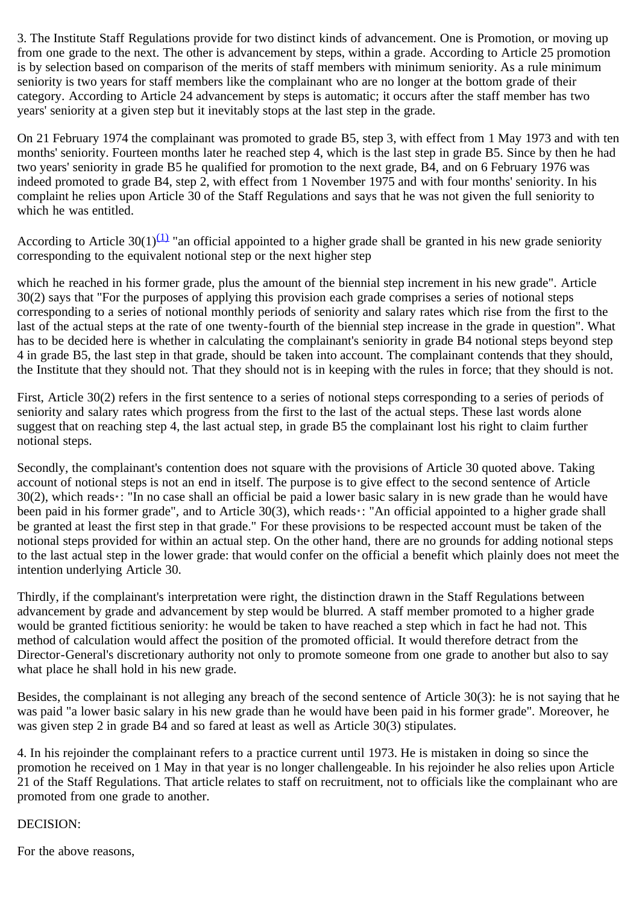3. The Institute Staff Regulations provide for two distinct kinds of advancement. One is Promotion, or moving up from one grade to the next. The other is advancement by steps, within a grade. According to Article 25 promotion is by selection based on comparison of the merits of staff members with minimum seniority. As a rule minimum seniority is two years for staff members like the complainant who are no longer at the bottom grade of their category. According to Article 24 advancement by steps is automatic; it occurs after the staff member has two years' seniority at a given step but it inevitably stops at the last step in the grade.

On 21 February 1974 the complainant was promoted to grade B5, step 3, with effect from 1 May 1973 and with ten months' seniority. Fourteen months later he reached step 4, which is the last step in grade B5. Since by then he had two years' seniority in grade B5 he qualified for promotion to the next grade, B4, and on 6 February 1976 was indeed promoted to grade B4, step 2, with effect from 1 November 1975 and with four months' seniority. In his complaint he relies upon Article 30 of the Staff Regulations and says that he was not given the full seniority to which he was entitled.

According to Article 30(1)[(1)] "an official appointed to a higher grade shall be granted in his new grade seniority corresponding to the equivalent notional step or the next higher step

which he reached in his former grade, plus the amount of the biennial step increment in his new grade". Article 30(2) says that "For the purposes of applying this provision each grade comprises a series of notional steps corresponding to a series of notional monthly periods of seniority and salary rates which rise from the first to the last of the actual steps at the rate of one twenty-fourth of the biennial step increase in the grade in question". What has to be decided here is whether in calculating the complainant's seniority in grade B4 notional steps beyond step 4 in grade B5, the last step in that grade, should be taken into account. The complainant contends that they should, the Institute that they should not. That they should not is in keeping with the rules in force; that they should is not.

First, Article 30(2) refers in the first sentence to a series of notional steps corresponding to a series of periods of seniority and salary rates which progress from the first to the last of the actual steps. These last words alone suggest that on reaching step 4, the last actual step, in grade B5 the complainant lost his right to claim further notional steps.

Secondly, the complainant's contention does not square with the provisions of Article 30 quoted above. Taking account of notional steps is not an end in itself. The purpose is to give effect to the second sentence of Article 30(2), which reads*: "In no case shall an official be paid a lower basic salary in is new grade than he would have been paid in his former grade", and to Article 30(3), which reads*: "An official appointed to a higher grade shall be granted at least the first step in that grade." For these provisions to be respected account must be taken of the notional steps provided for within an actual step. On the other hand, there are no grounds for adding notional steps to the last actual step in the lower grade: that would confer on the official a benefit which plainly does not meet the intention underlying Article 30.

Thirdly, if the complainant's interpretation were right, the distinction drawn in the Staff Regulations between advancement by grade and advancement by step would be blurred. A staff member promoted to a higher grade would be granted fictitious seniority: he would be taken to have reached a step which in fact he had not. This method of calculation would affect the position of the promoted official. It would therefore detract from the Director-General's discretionary authority not only to promote someone from one grade to another but also to say what place he shall hold in his new grade.

Besides, the complainant is not alleging any breach of the second sentence of Article 30(3): he is not saying that he was paid "a lower basic salary in his new grade than he would have been paid in his former grade". Moreover, he was given step 2 in grade B4 and so fared at least as well as Article 30(3) stipulates.

4. In his rejoinder the complainant refers to a practice current until 1973. He is mistaken in doing so since the promotion he received on 1 May in that year is no longer challengeable. In his rejoinder he also relies upon Article 21 of the Staff Regulations. That article relates to staff on recruitment, not to officials like the complainant who are promoted from one grade to another.

DECISION:

For the above reasons,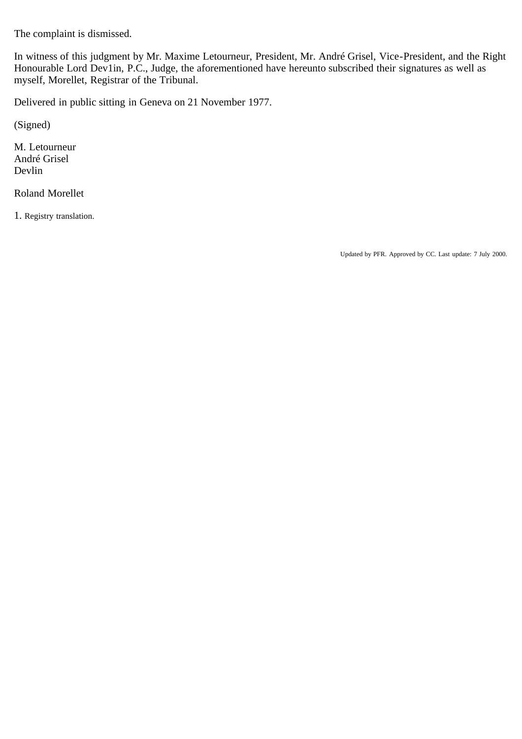The complaint is dismissed.

In witness of this judgment by Mr. Maxime Letourneur, President, Mr. André Grisel, Vice-President, and the Right Honourable Lord Dev1in, P.C., Judge, the aforementioned have hereunto subscribed their signatures as well as myself, Morellet, Registrar of the Tribunal.

Delivered in public sitting in Geneva on 21 November 1977.

(Signed)

M. Letourneur
André Grisel
Devlin

Roland Morellet

1. Registry translation.

Updated by PFR. Approved by CC. Last update: 7 July 2000.